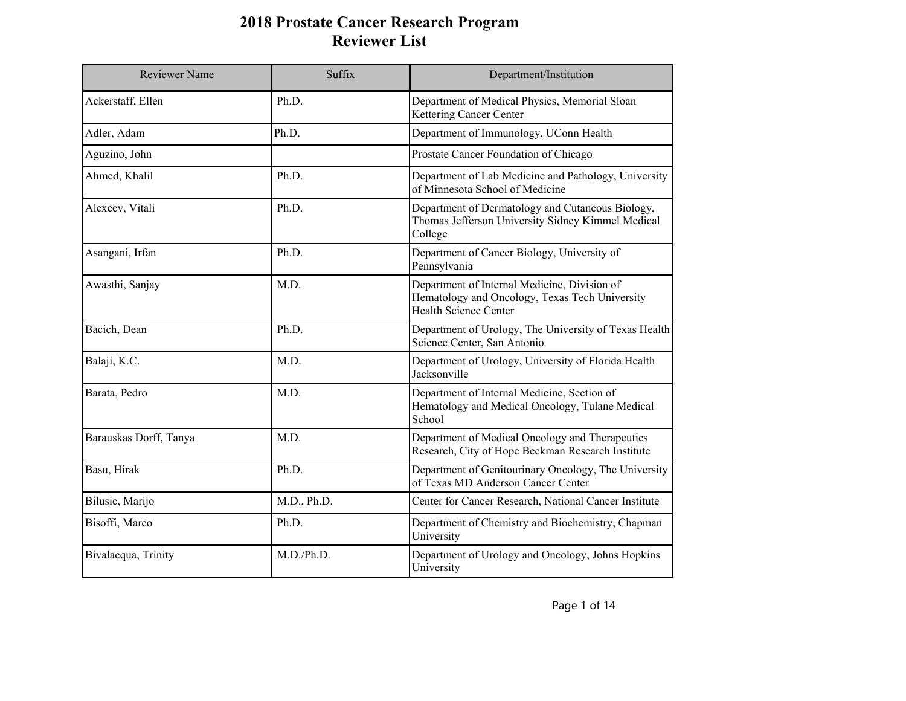# 2018 Prostate Cancer Research Program
## Reviewer List

| Reviewer Name | Suffix | Department/Institution |
|---|---|---|
| Ackerstaff, Ellen | Ph.D. | Department of Medical Physics, Memorial Sloan Kettering Cancer Center |
| Adler, Adam | Ph.D. | Department of Immunology, UConn Health |
| Aguzino, John | | Prostate Cancer Foundation of Chicago |
| Ahmed, Khalil | Ph.D. | Department of Lab Medicine and Pathology, University of Minnesota School of Medicine |
| Alexeev, Vitali | Ph.D. | Department of Dermatology and Cutaneous Biology, Thomas Jefferson University Sidney Kimmel Medical College |
| Asangani, Irfan | Ph.D. | Department of Cancer Biology, University of Pennsylvania |
| Awasthi, Sanjay | M.D. | Department of Internal Medicine, Division of Hematology and Oncology, Texas Tech University Health Science Center |
| Bacich, Dean | Ph.D. | Department of Urology, The University of Texas Health Science Center, San Antonio |
| Balaji, K.C. | M.D. | Department of Urology, University of Florida Health Jacksonville |
| Barata, Pedro | M.D. | Department of Internal Medicine, Section of Hematology and Medical Oncology, Tulane Medical School |
| Barauskas Dorff, Tanya | M.D. | Department of Medical Oncology and Therapeutics Research, City of Hope Beckman Research Institute |
| Basu, Hirak | Ph.D. | Department of Genitourinary Oncology, The University of Texas MD Anderson Cancer Center |
| Bilusic, Marijo | M.D., Ph.D. | Center for Cancer Research, National Cancer Institute |
| Bisoffi, Marco | Ph.D. | Department of Chemistry and Biochemistry, Chapman University |
| Bivalacqua, Trinity | M.D./Ph.D. | Department of Urology and Oncology, Johns Hopkins University |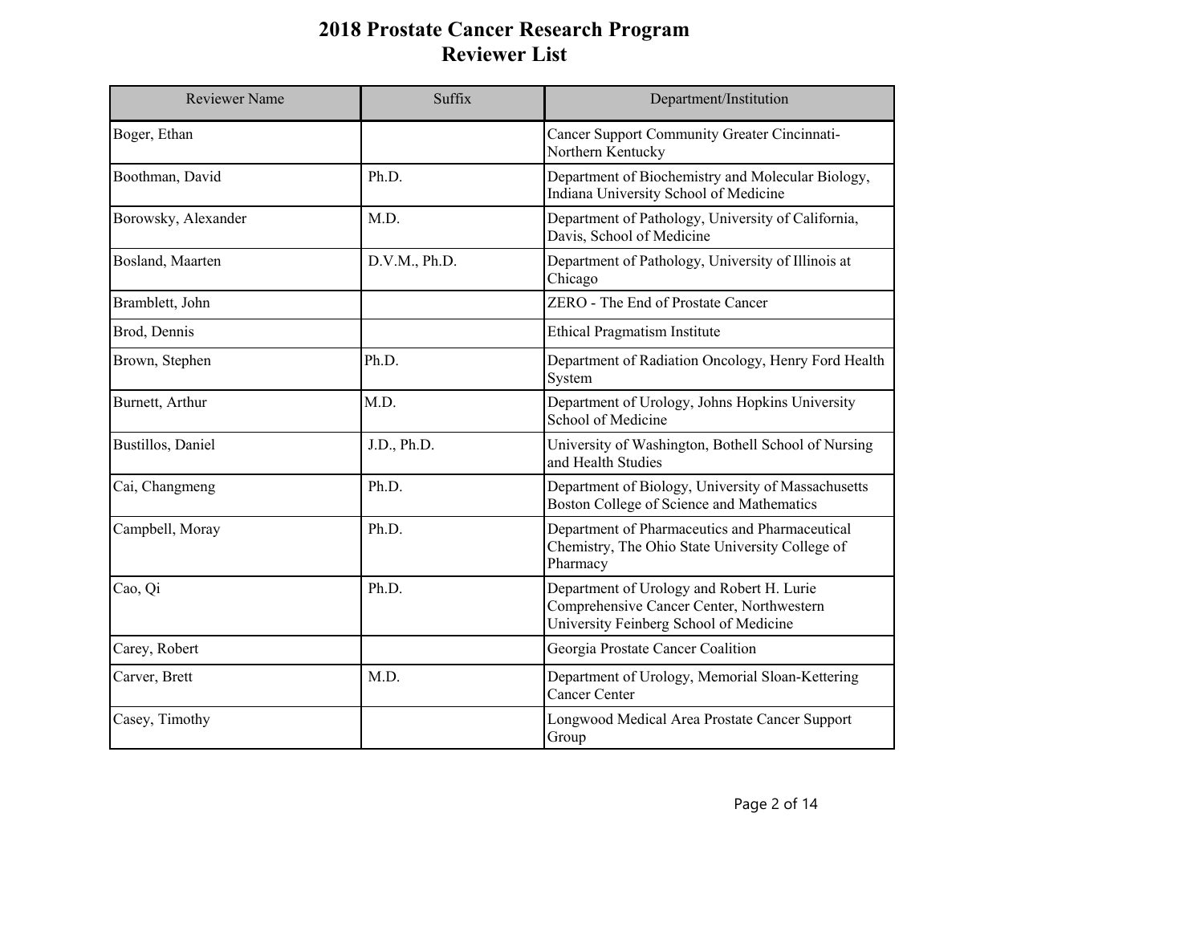# 2018 Prostate Cancer Research Program
## Reviewer List

| Reviewer Name | Suffix | Department/Institution |
|---|---|---|
| Boger, Ethan | | Cancer Support Community Greater Cincinnati-Northern Kentucky |
| Boothman, David | Ph.D. | Department of Biochemistry and Molecular Biology, Indiana University School of Medicine |
| Borowsky, Alexander | M.D. | Department of Pathology, University of California, Davis, School of Medicine |
| Bosland, Maarten | D.V.M., Ph.D. | Department of Pathology, University of Illinois at Chicago |
| Bramblett, John | | ZERO - The End of Prostate Cancer |
| Brod, Dennis | | Ethical Pragmatism Institute |
| Brown, Stephen | Ph.D. | Department of Radiation Oncology, Henry Ford Health System |
| Burnett, Arthur | M.D. | Department of Urology, Johns Hopkins University School of Medicine |
| Bustillos, Daniel | J.D., Ph.D. | University of Washington, Bothell School of Nursing and Health Studies |
| Cai, Changmeng | Ph.D. | Department of Biology, University of Massachusetts Boston College of Science and Mathematics |
| Campbell, Moray | Ph.D. | Department of Pharmaceutics and Pharmaceutical Chemistry, The Ohio State University College of Pharmacy |
| Cao, Qi | Ph.D. | Department of Urology and Robert H. Lurie Comprehensive Cancer Center, Northwestern University Feinberg School of Medicine |
| Carey, Robert | | Georgia Prostate Cancer Coalition |
| Carver, Brett | M.D. | Department of Urology, Memorial Sloan-Kettering Cancer Center |
| Casey, Timothy | | Longwood Medical Area Prostate Cancer Support Group |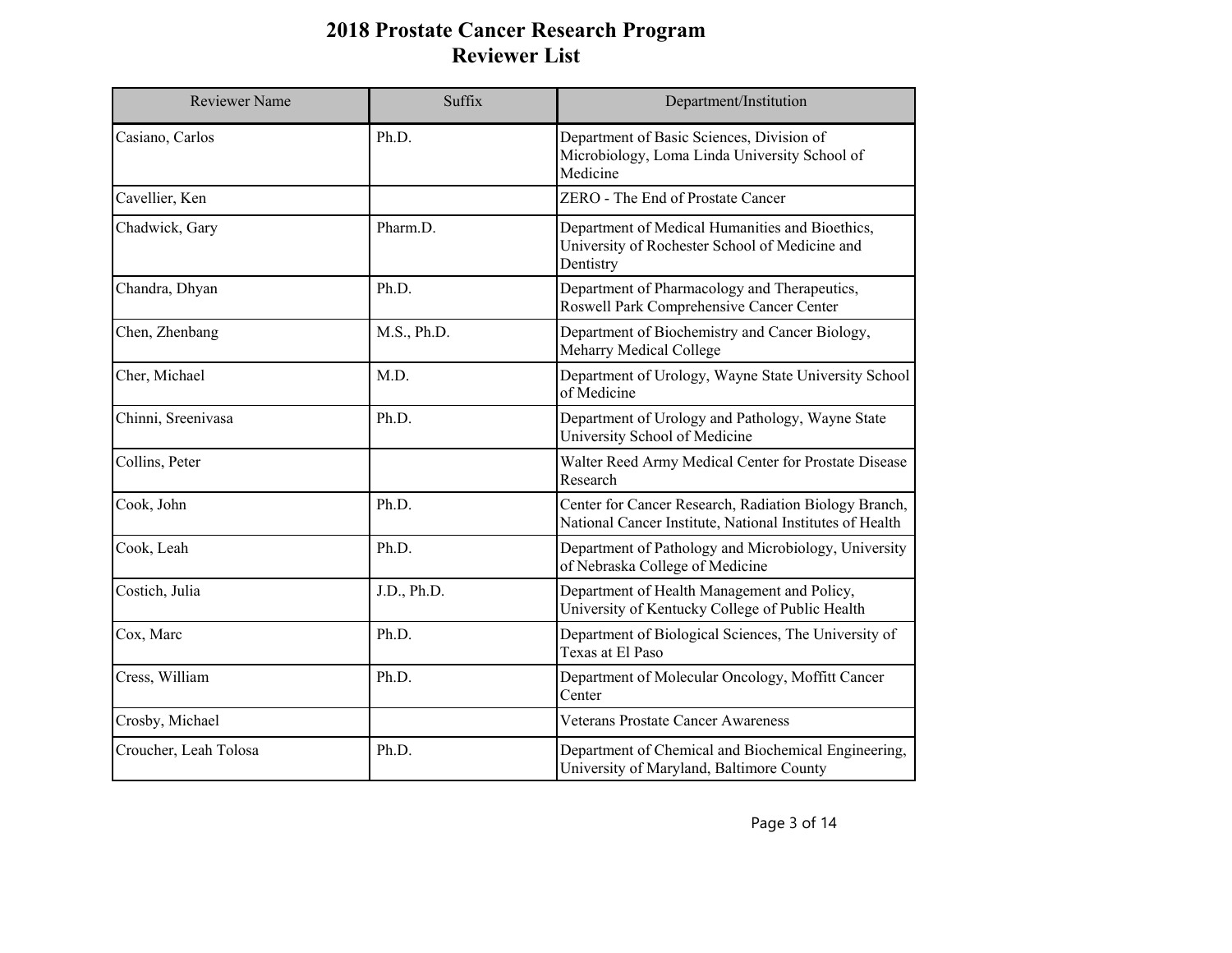# 2018 Prostate Cancer Research Program
# Reviewer List

| Reviewer Name | Suffix | Department/Institution |
|---|---|---|
| Casiano, Carlos | Ph.D. | Department of Basic Sciences, Division of Microbiology, Loma Linda University School of Medicine |
| Cavellier, Ken | | ZERO - The End of Prostate Cancer |
| Chadwick, Gary | Pharm.D. | Department of Medical Humanities and Bioethics, University of Rochester School of Medicine and Dentistry |
| Chandra, Dhyan | Ph.D. | Department of Pharmacology and Therapeutics, Roswell Park Comprehensive Cancer Center |
| Chen, Zhenbang | M.S., Ph.D. | Department of Biochemistry and Cancer Biology, Meharry Medical College |
| Cher, Michael | M.D. | Department of Urology, Wayne State University School of Medicine |
| Chinni, Sreenivasa | Ph.D. | Department of Urology and Pathology, Wayne State University School of Medicine |
| Collins, Peter | | Walter Reed Army Medical Center for Prostate Disease Research |
| Cook, John | Ph.D. | Center for Cancer Research, Radiation Biology Branch, National Cancer Institute, National Institutes of Health |
| Cook, Leah | Ph.D. | Department of Pathology and Microbiology, University of Nebraska College of Medicine |
| Costich, Julia | J.D., Ph.D. | Department of Health Management and Policy, University of Kentucky College of Public Health |
| Cox, Marc | Ph.D. | Department of Biological Sciences, The University of Texas at El Paso |
| Cress, William | Ph.D. | Department of Molecular Oncology, Moffitt Cancer Center |
| Crosby, Michael | | Veterans Prostate Cancer Awareness |
| Croucher, Leah Tolosa | Ph.D. | Department of Chemical and Biochemical Engineering, University of Maryland, Baltimore County |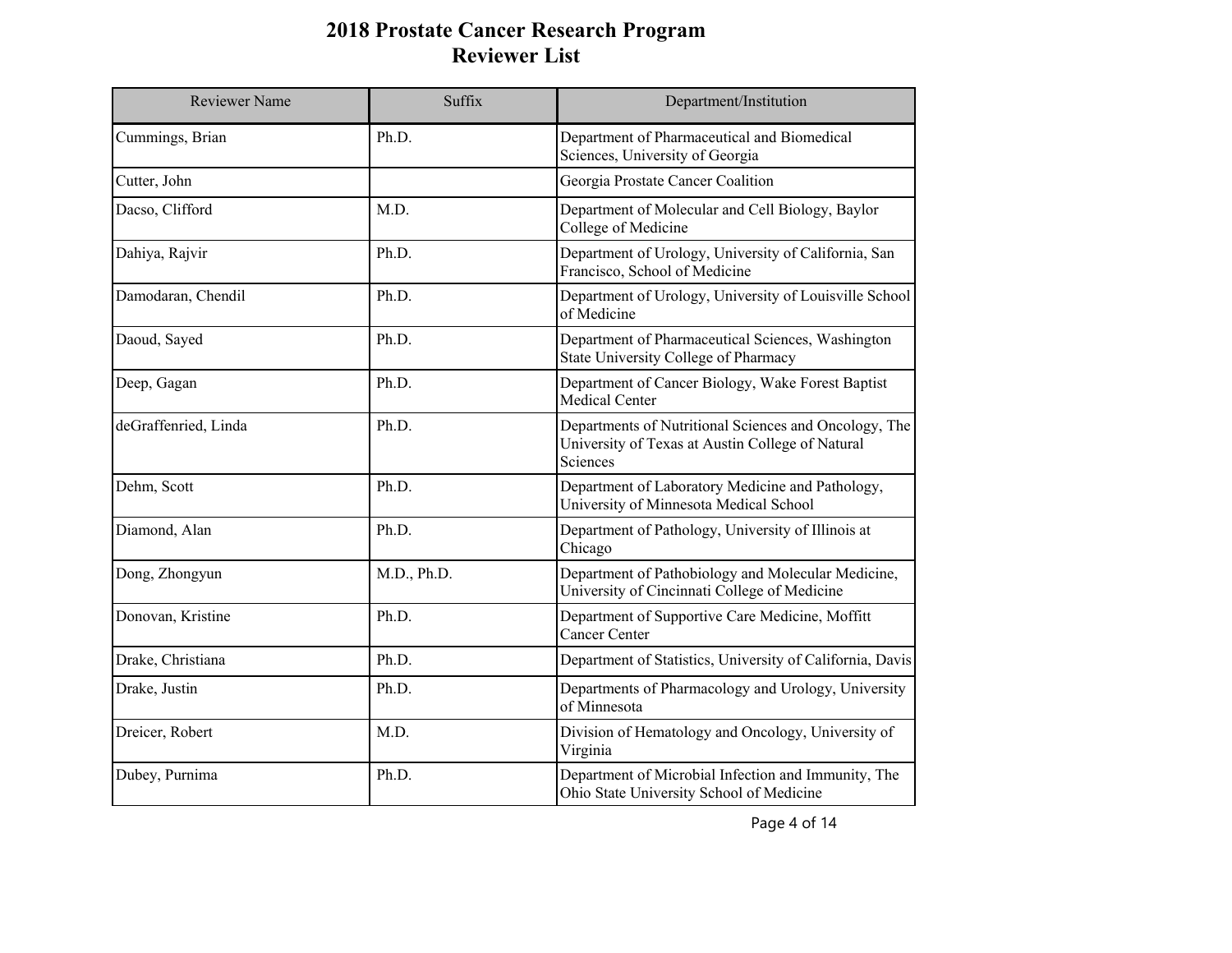# 2018 Prostate Cancer Research Program
# Reviewer List

| Reviewer Name | Suffix | Department/Institution |
|---|---|---|
| Cummings, Brian | Ph.D. | Department of Pharmaceutical and Biomedical Sciences, University of Georgia |
| Cutter, John | | Georgia Prostate Cancer Coalition |
| Dacso, Clifford | M.D. | Department of Molecular and Cell Biology, Baylor College of Medicine |
| Dahiya, Rajvir | Ph.D. | Department of Urology, University of California, San Francisco, School of Medicine |
| Damodaran, Chendil | Ph.D. | Department of Urology, University of Louisville School of Medicine |
| Daoud, Sayed | Ph.D. | Department of Pharmaceutical Sciences, Washington State University College of Pharmacy |
| Deep, Gagan | Ph.D. | Department of Cancer Biology, Wake Forest Baptist Medical Center |
| deGraffenried, Linda | Ph.D. | Departments of Nutritional Sciences and Oncology, The University of Texas at Austin College of Natural Sciences |
| Dehm, Scott | Ph.D. | Department of Laboratory Medicine and Pathology, University of Minnesota Medical School |
| Diamond, Alan | Ph.D. | Department of Pathology, University of Illinois at Chicago |
| Dong, Zhongyun | M.D., Ph.D. | Department of Pathobiology and Molecular Medicine, University of Cincinnati College of Medicine |
| Donovan, Kristine | Ph.D. | Department of Supportive Care Medicine, Moffitt Cancer Center |
| Drake, Christiana | Ph.D. | Department of Statistics, University of California, Davis |
| Drake, Justin | Ph.D. | Departments of Pharmacology and Urology, University of Minnesota |
| Dreicer, Robert | M.D. | Division of Hematology and Oncology, University of Virginia |
| Dubey, Purnima | Ph.D. | Department of Microbial Infection and Immunity, The Ohio State University School of Medicine |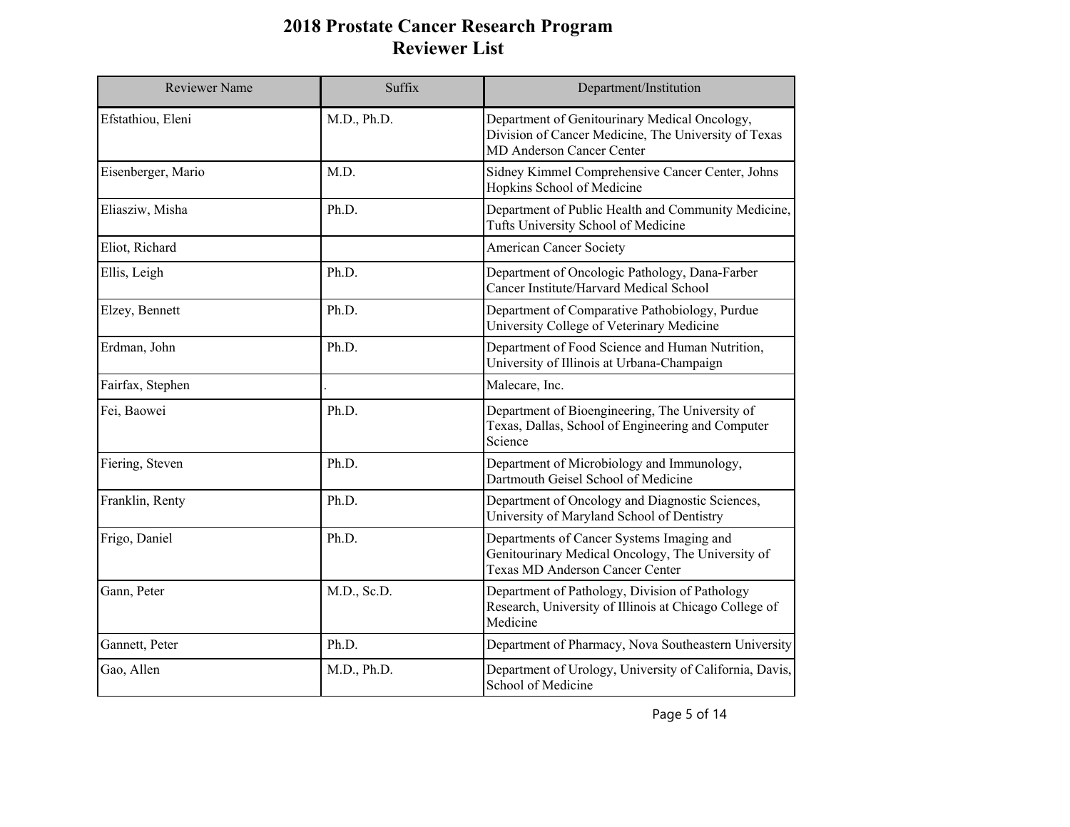# 2018 Prostate Cancer Research Program
# Reviewer List

| Reviewer Name | Suffix | Department/Institution |
| --- | --- | --- |
| Efstathiou, Eleni | M.D., Ph.D. | Department of Genitourinary Medical Oncology, Division of Cancer Medicine, The University of Texas MD Anderson Cancer Center |
| Eisenberger, Mario | M.D. | Sidney Kimmel Comprehensive Cancer Center, Johns Hopkins School of Medicine |
| Eliasziw, Misha | Ph.D. | Department of Public Health and Community Medicine, Tufts University School of Medicine |
| Eliot, Richard | | American Cancer Society |
| Ellis, Leigh | Ph.D. | Department of Oncologic Pathology, Dana-Farber Cancer Institute/Harvard Medical School |
| Elzey, Bennett | Ph.D. | Department of Comparative Pathobiology, Purdue University College of Veterinary Medicine |
| Erdman, John | Ph.D. | Department of Food Science and Human Nutrition, University of Illinois at Urbana-Champaign |
| Fairfax, Stephen | . | Malecare, Inc. |
| Fei, Baowei | Ph.D. | Department of Bioengineering, The University of Texas, Dallas, School of Engineering and Computer Science |
| Fiering, Steven | Ph.D. | Department of Microbiology and Immunology, Dartmouth Geisel School of Medicine |
| Franklin, Renty | Ph.D. | Department of Oncology and Diagnostic Sciences, University of Maryland School of Dentistry |
| Frigo, Daniel | Ph.D. | Departments of Cancer Systems Imaging and Genitourinary Medical Oncology, The University of Texas MD Anderson Cancer Center |
| Gann, Peter | M.D., Sc.D. | Department of Pathology, Division of Pathology Research, University of Illinois at Chicago College of Medicine |
| Gannett, Peter | Ph.D. | Department of Pharmacy, Nova Southeastern University |
| Gao, Allen | M.D., Ph.D. | Department of Urology, University of California, Davis, School of Medicine |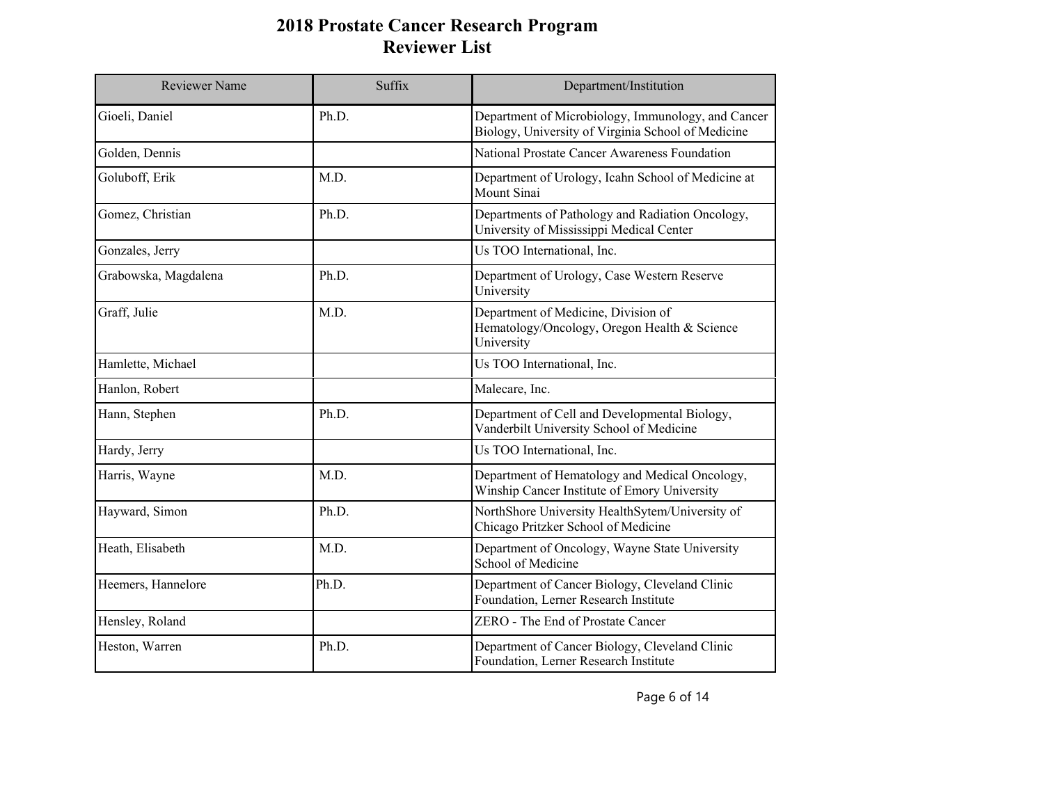# 2018 Prostate Cancer Research Program
## Reviewer List

| Reviewer Name | Suffix | Department/Institution |
|---|---|---|
| Gioeli, Daniel | Ph.D. | Department of Microbiology, Immunology, and Cancer Biology, University of Virginia School of Medicine |
| Golden, Dennis | | National Prostate Cancer Awareness Foundation |
| Goluboff, Erik | M.D. | Department of Urology, Icahn School of Medicine at Mount Sinai |
| Gomez, Christian | Ph.D. | Departments of Pathology and Radiation Oncology, University of Mississippi Medical Center |
| Gonzales, Jerry | | Us TOO International, Inc. |
| Grabowska, Magdalena | Ph.D. | Department of Urology, Case Western Reserve University |
| Graff, Julie | M.D. | Department of Medicine, Division of Hematology/Oncology, Oregon Health & Science University |
| Hamlette, Michael | | Us TOO International, Inc. |
| Hanlon, Robert | | Malecare, Inc. |
| Hann, Stephen | Ph.D. | Department of Cell and Developmental Biology, Vanderbilt University School of Medicine |
| Hardy, Jerry | | Us TOO International, Inc. |
| Harris, Wayne | M.D. | Department of Hematology and Medical Oncology, Winship Cancer Institute of Emory University |
| Hayward, Simon | Ph.D. | NorthShore University HealthSytem/University of Chicago Pritzker School of Medicine |
| Heath, Elisabeth | M.D. | Department of Oncology, Wayne State University School of Medicine |
| Heemers, Hannelore | Ph.D. | Department of Cancer Biology, Cleveland Clinic Foundation, Lerner Research Institute |
| Hensley, Roland | | ZERO - The End of Prostate Cancer |
| Heston, Warren | Ph.D. | Department of Cancer Biology, Cleveland Clinic Foundation, Lerner Research Institute |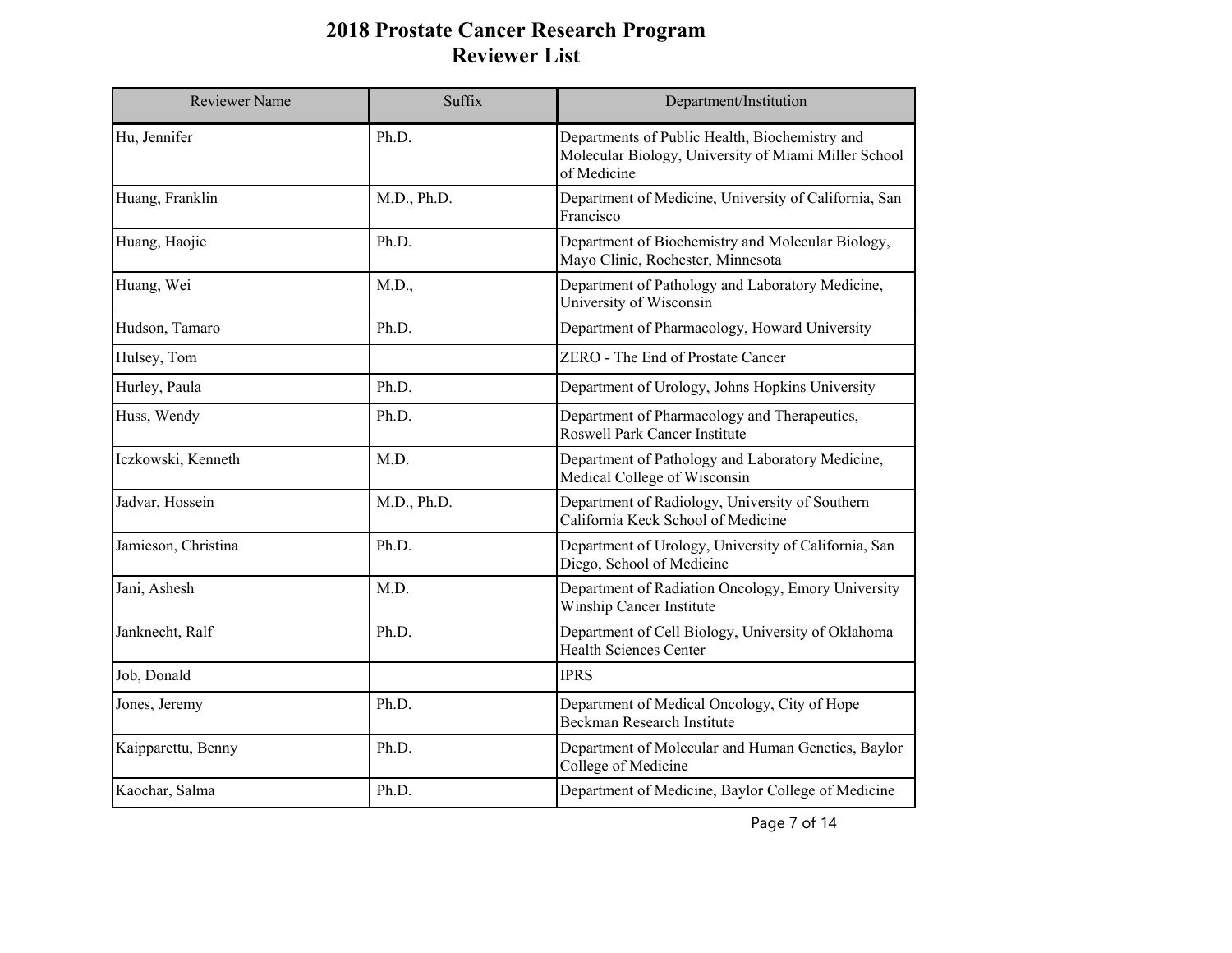# 2018 Prostate Cancer Research Program
# Reviewer List

| Reviewer Name | Suffix | Department/Institution |
|---|---|---|
| Hu, Jennifer | Ph.D. | Departments of Public Health, Biochemistry and Molecular Biology, University of Miami Miller School of Medicine |
| Huang, Franklin | M.D., Ph.D. | Department of Medicine, University of California, San Francisco |
| Huang, Haojie | Ph.D. | Department of Biochemistry and Molecular Biology, Mayo Clinic, Rochester, Minnesota |
| Huang, Wei | M.D., | Department of Pathology and Laboratory Medicine, University of Wisconsin |
| Hudson, Tamaro | Ph.D. | Department of Pharmacology, Howard University |
| Hulsey, Tom | | ZERO - The End of Prostate Cancer |
| Hurley, Paula | Ph.D. | Department of Urology, Johns Hopkins University |
| Huss, Wendy | Ph.D. | Department of Pharmacology and Therapeutics, Roswell Park Cancer Institute |
| Iczkowski, Kenneth | M.D. | Department of Pathology and Laboratory Medicine, Medical College of Wisconsin |
| Jadvar, Hossein | M.D., Ph.D. | Department of Radiology, University of Southern California Keck School of Medicine |
| Jamieson, Christina | Ph.D. | Department of Urology, University of California, San Diego, School of Medicine |
| Jani, Ashesh | M.D. | Department of Radiation Oncology, Emory University Winship Cancer Institute |
| Janknecht, Ralf | Ph.D. | Department of Cell Biology, University of Oklahoma Health Sciences Center |
| Job, Donald | | IPRS |
| Jones, Jeremy | Ph.D. | Department of Medical Oncology, City of Hope Beckman Research Institute |
| Kaipparettu, Benny | Ph.D. | Department of Molecular and Human Genetics, Baylor College of Medicine |
| Kaochar, Salma | Ph.D. | Department of Medicine, Baylor College of Medicine |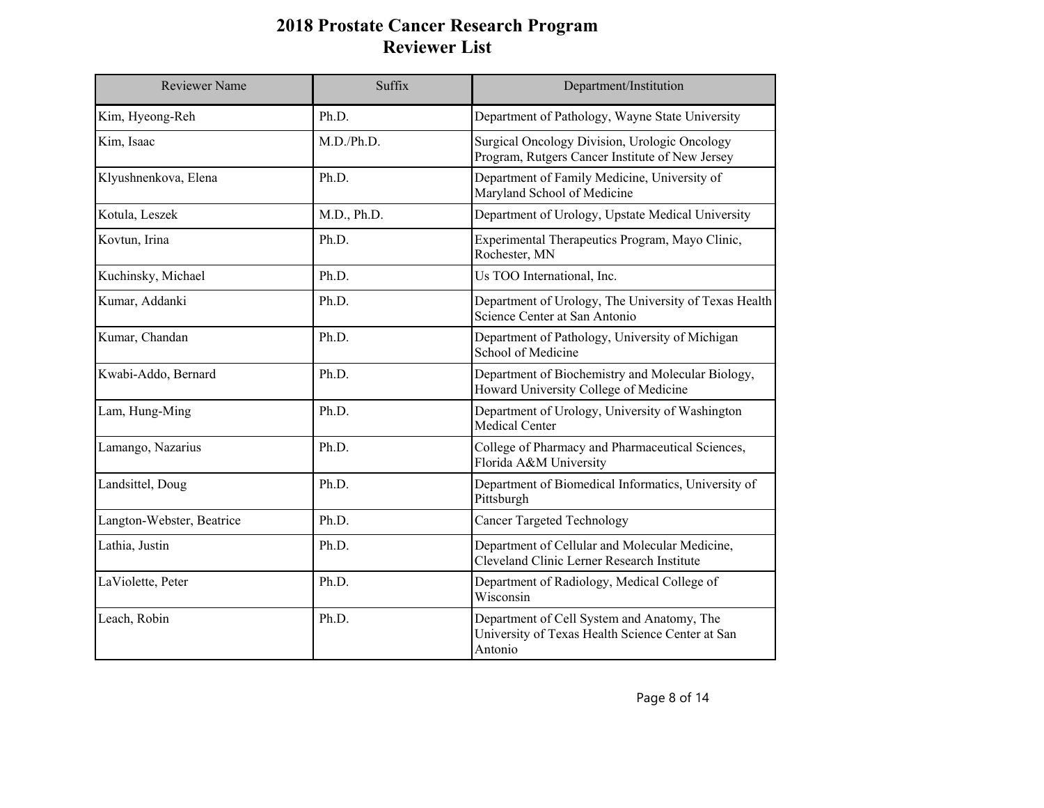# 2018 Prostate Cancer Research Program
# Reviewer List

| Reviewer Name | Suffix | Department/Institution |
|---|---|---|
| Kim, Hyeong-Reh | Ph.D. | Department of Pathology, Wayne State University |
| Kim, Isaac | M.D./Ph.D. | Surgical Oncology Division, Urologic Oncology Program, Rutgers Cancer Institute of New Jersey |
| Klyushnenkova, Elena | Ph.D. | Department of Family Medicine, University of Maryland School of Medicine |
| Kotula, Leszek | M.D., Ph.D. | Department of Urology, Upstate Medical University |
| Kovtun, Irina | Ph.D. | Experimental Therapeutics Program, Mayo Clinic, Rochester, MN |
| Kuchinsky, Michael | Ph.D. | Us TOO International, Inc. |
| Kumar, Addanki | Ph.D. | Department of Urology, The University of Texas Health Science Center at San Antonio |
| Kumar, Chandan | Ph.D. | Department of Pathology, University of Michigan School of Medicine |
| Kwabi-Addo, Bernard | Ph.D. | Department of Biochemistry and Molecular Biology, Howard University College of Medicine |
| Lam, Hung-Ming | Ph.D. | Department of Urology, University of Washington Medical Center |
| Lamango, Nazarius | Ph.D. | College of Pharmacy and Pharmaceutical Sciences, Florida A&M University |
| Landsittel, Doug | Ph.D. | Department of Biomedical Informatics, University of Pittsburgh |
| Langton-Webster, Beatrice | Ph.D. | Cancer Targeted Technology |
| Lathia, Justin | Ph.D. | Department of Cellular and Molecular Medicine, Cleveland Clinic Lerner Research Institute |
| LaViolette, Peter | Ph.D. | Department of Radiology, Medical College of Wisconsin |
| Leach, Robin | Ph.D. | Department of Cell System and Anatomy, The University of Texas Health Science Center at San Antonio |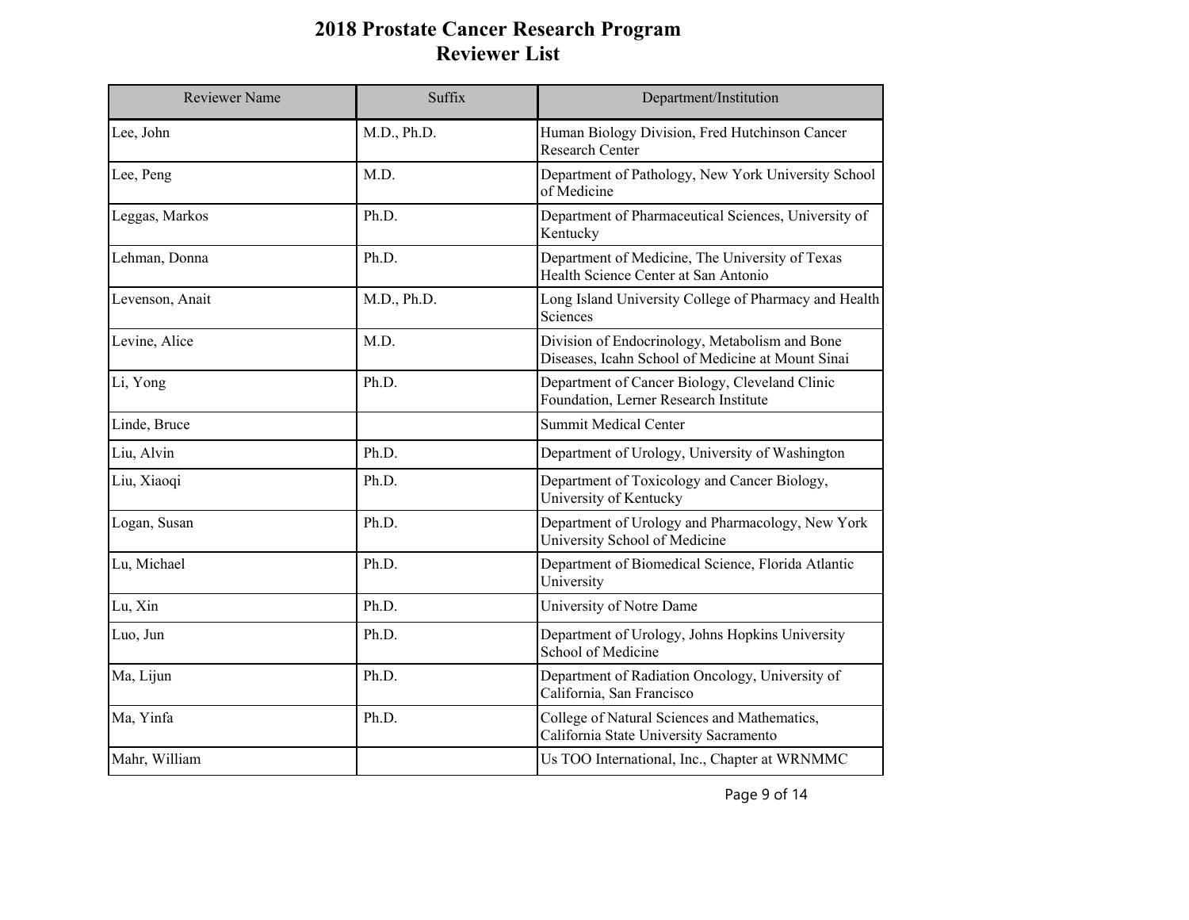# 2018 Prostate Cancer Research Program
## Reviewer List

| Reviewer Name | Suffix | Department/Institution |
| --- | --- | --- |
| Lee, John | M.D., Ph.D. | Human Biology Division, Fred Hutchinson Cancer Research Center |
| Lee, Peng | M.D. | Department of Pathology, New York University School of Medicine |
| Leggas, Markos | Ph.D. | Department of Pharmaceutical Sciences, University of Kentucky |
| Lehman, Donna | Ph.D. | Department of Medicine, The University of Texas Health Science Center at San Antonio |
| Levenson, Anait | M.D., Ph.D. | Long Island University College of Pharmacy and Health Sciences |
| Levine, Alice | M.D. | Division of Endocrinology, Metabolism and Bone Diseases, Icahn School of Medicine at Mount Sinai |
| Li, Yong | Ph.D. | Department of Cancer Biology, Cleveland Clinic Foundation, Lerner Research Institute |
| Linde, Bruce | | Summit Medical Center |
| Liu, Alvin | Ph.D. | Department of Urology, University of Washington |
| Liu, Xiaoqi | Ph.D. | Department of Toxicology and Cancer Biology, University of Kentucky |
| Logan, Susan | Ph.D. | Department of Urology and Pharmacology, New York University School of Medicine |
| Lu, Michael | Ph.D. | Department of Biomedical Science, Florida Atlantic University |
| Lu, Xin | Ph.D. | University of Notre Dame |
| Luo, Jun | Ph.D. | Department of Urology, Johns Hopkins University School of Medicine |
| Ma, Lijun | Ph.D. | Department of Radiation Oncology, University of California, San Francisco |
| Ma, Yinfa | Ph.D. | College of Natural Sciences and Mathematics, California State University Sacramento |
| Mahr, William | | Us TOO International, Inc., Chapter at WRNMMC |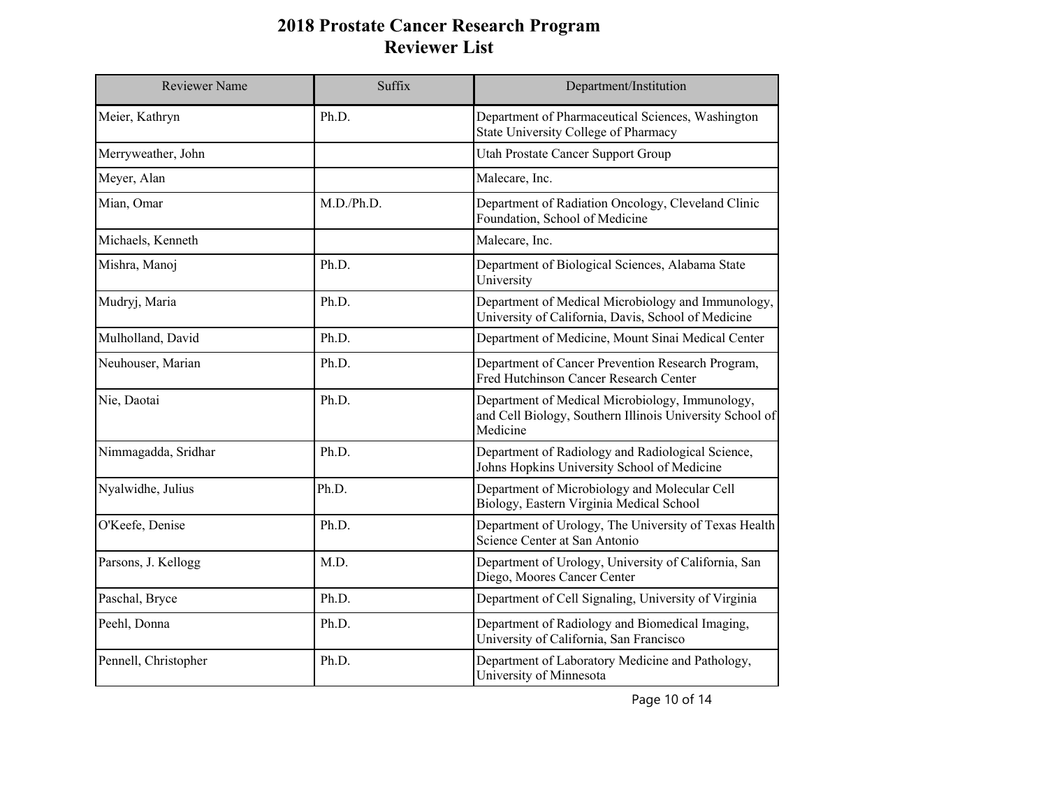# 2018 Prostate Cancer Research Program
## Reviewer List

| Reviewer Name | Suffix | Department/Institution |
|---|---|---|
| Meier, Kathryn | Ph.D. | Department of Pharmaceutical Sciences, Washington State University College of Pharmacy |
| Merryweather, John | | Utah Prostate Cancer Support Group |
| Meyer, Alan | | Malecare, Inc. |
| Mian, Omar | M.D./Ph.D. | Department of Radiation Oncology, Cleveland Clinic Foundation, School of Medicine |
| Michaels, Kenneth | | Malecare, Inc. |
| Mishra, Manoj | Ph.D. | Department of Biological Sciences, Alabama State University |
| Mudryj, Maria | Ph.D. | Department of Medical Microbiology and Immunology, University of California, Davis, School of Medicine |
| Mulholland, David | Ph.D. | Department of Medicine, Mount Sinai Medical Center |
| Neuhouser, Marian | Ph.D. | Department of Cancer Prevention Research Program, Fred Hutchinson Cancer Research Center |
| Nie, Daotai | Ph.D. | Department of Medical Microbiology, Immunology, and Cell Biology, Southern Illinois University School of Medicine |
| Nimmagadda, Sridhar | Ph.D. | Department of Radiology and Radiological Science, Johns Hopkins University School of Medicine |
| Nyalwidhe, Julius | Ph.D. | Department of Microbiology and Molecular Cell Biology, Eastern Virginia Medical School |
| O'Keefe, Denise | Ph.D. | Department of Urology, The University of Texas Health Science Center at San Antonio |
| Parsons, J. Kellogg | M.D. | Department of Urology, University of California, San Diego, Moores Cancer Center |
| Paschal, Bryce | Ph.D. | Department of Cell Signaling, University of Virginia |
| Peehl, Donna | Ph.D. | Department of Radiology and Biomedical Imaging, University of California, San Francisco |
| Pennell, Christopher | Ph.D. | Department of Laboratory Medicine and Pathology, University of Minnesota |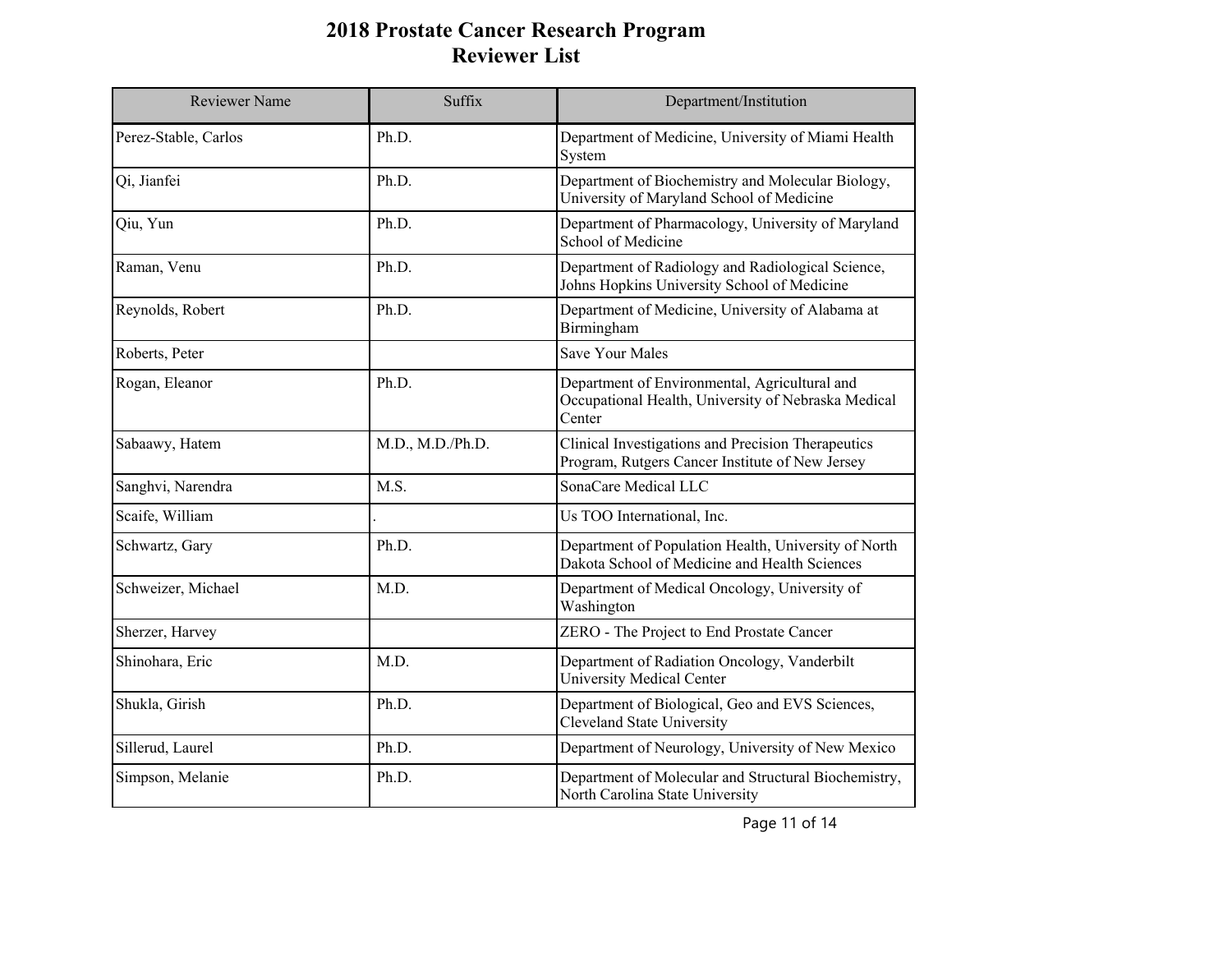# 2018 Prostate Cancer Research Program
# Reviewer List

| Reviewer Name | Suffix | Department/Institution |
| --- | --- | --- |
| Perez-Stable, Carlos | Ph.D. | Department of Medicine, University of Miami Health System |
| Qi, Jianfei | Ph.D. | Department of Biochemistry and Molecular Biology, University of Maryland School of Medicine |
| Qiu, Yun | Ph.D. | Department of Pharmacology, University of Maryland School of Medicine |
| Raman, Venu | Ph.D. | Department of Radiology and Radiological Science, Johns Hopkins University School of Medicine |
| Reynolds, Robert | Ph.D. | Department of Medicine, University of Alabama at Birmingham |
| Roberts, Peter | | Save Your Males |
| Rogan, Eleanor | Ph.D. | Department of Environmental, Agricultural and Occupational Health, University of Nebraska Medical Center |
| Sabaawy, Hatem | M.D., M.D./Ph.D. | Clinical Investigations and Precision Therapeutics Program, Rutgers Cancer Institute of New Jersey |
| Sanghvi, Narendra | M.S. | SonaCare Medical LLC |
| Scaife, William | . | Us TOO International, Inc. |
| Schwartz, Gary | Ph.D. | Department of Population Health, University of North Dakota School of Medicine and Health Sciences |
| Schweizer, Michael | M.D. | Department of Medical Oncology, University of Washington |
| Sherzer, Harvey | | ZERO - The Project to End Prostate Cancer |
| Shinohara, Eric | M.D. | Department of Radiation Oncology, Vanderbilt University Medical Center |
| Shukla, Girish | Ph.D. | Department of Biological, Geo and EVS Sciences, Cleveland State University |
| Sillerud, Laurel | Ph.D. | Department of Neurology, University of New Mexico |
| Simpson, Melanie | Ph.D. | Department of Molecular and Structural Biochemistry, North Carolina State University |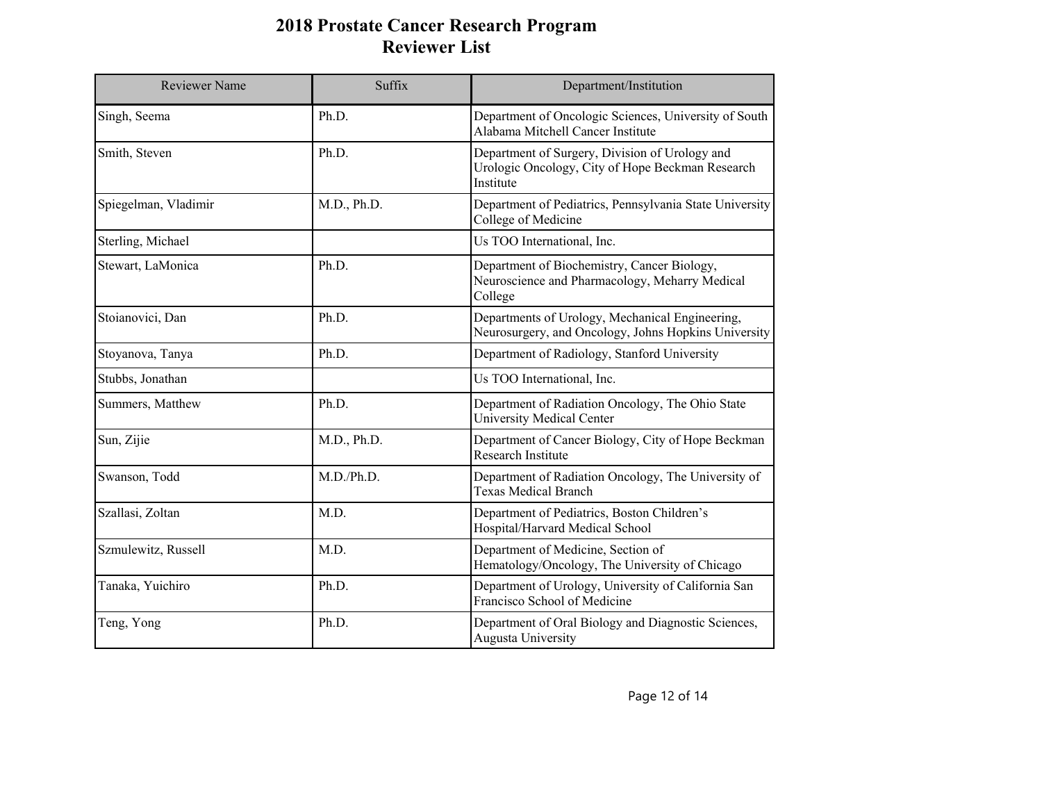# 2018 Prostate Cancer Research Program
# Reviewer List

| Reviewer Name | Suffix | Department/Institution |
|---|---|---|
| Singh, Seema | Ph.D. | Department of Oncologic Sciences, University of South Alabama Mitchell Cancer Institute |
| Smith, Steven | Ph.D. | Department of Surgery, Division of Urology and Urologic Oncology, City of Hope Beckman Research Institute |
| Spiegelman, Vladimir | M.D., Ph.D. | Department of Pediatrics, Pennsylvania State University College of Medicine |
| Sterling, Michael | | Us TOO International, Inc. |
| Stewart, LaMonica | Ph.D. | Department of Biochemistry, Cancer Biology, Neuroscience and Pharmacology, Meharry Medical College |
| Stoianovici, Dan | Ph.D. | Departments of Urology, Mechanical Engineering, Neurosurgery, and Oncology, Johns Hopkins University |
| Stoyanova, Tanya | Ph.D. | Department of Radiology, Stanford University |
| Stubbs, Jonathan | | Us TOO International, Inc. |
| Summers, Matthew | Ph.D. | Department of Radiation Oncology, The Ohio State University Medical Center |
| Sun, Zijie | M.D., Ph.D. | Department of Cancer Biology, City of Hope Beckman Research Institute |
| Swanson, Todd | M.D./Ph.D. | Department of Radiation Oncology, The University of Texas Medical Branch |
| Szallasi, Zoltan | M.D. | Department of Pediatrics, Boston Children's Hospital/Harvard Medical School |
| Szmulewitz, Russell | M.D. | Department of Medicine, Section of Hematology/Oncology, The University of Chicago |
| Tanaka, Yuichiro | Ph.D. | Department of Urology, University of California San Francisco School of Medicine |
| Teng, Yong | Ph.D. | Department of Oral Biology and Diagnostic Sciences, Augusta University |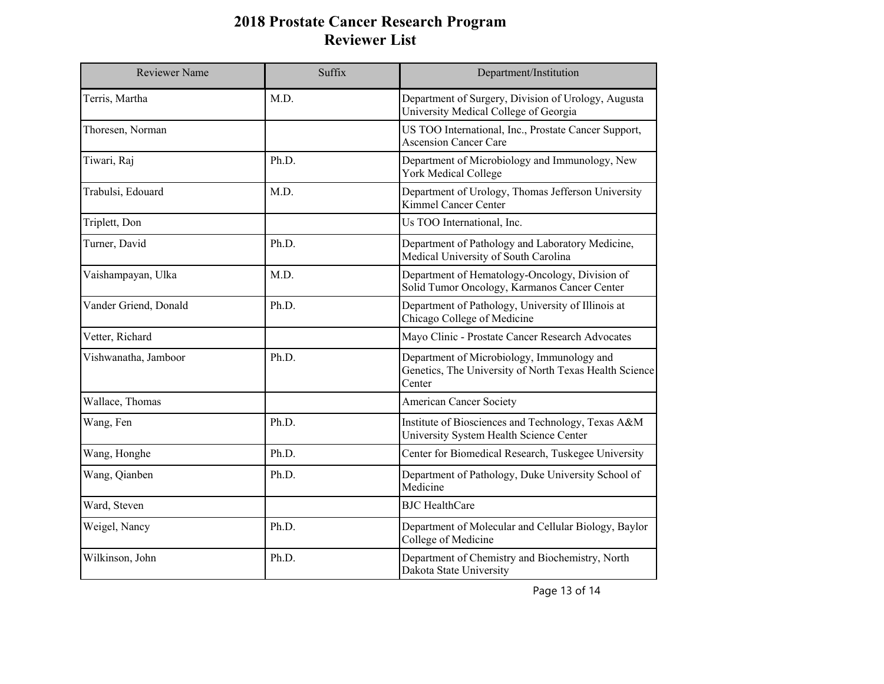# 2018 Prostate Cancer Research Program
# Reviewer List

| Reviewer Name | Suffix | Department/Institution |
|---|---|---|
| Terris, Martha | M.D. | Department of Surgery, Division of Urology, Augusta University Medical College of Georgia |
| Thoresen, Norman | | US TOO International, Inc., Prostate Cancer Support, Ascension Cancer Care |
| Tiwari, Raj | Ph.D. | Department of Microbiology and Immunology, New York Medical College |
| Trabulsi, Edouard | M.D. | Department of Urology, Thomas Jefferson University Kimmel Cancer Center |
| Triplett, Don | | Us TOO International, Inc. |
| Turner, David | Ph.D. | Department of Pathology and Laboratory Medicine, Medical University of South Carolina |
| Vaishampayan, Ulka | M.D. | Department of Hematology-Oncology, Division of Solid Tumor Oncology, Karmanos Cancer Center |
| Vander Griend, Donald | Ph.D. | Department of Pathology, University of Illinois at Chicago College of Medicine |
| Vetter, Richard | | Mayo Clinic - Prostate Cancer Research Advocates |
| Vishwanatha, Jamboor | Ph.D. | Department of Microbiology, Immunology and Genetics, The University of North Texas Health Science Center |
| Wallace, Thomas | | American Cancer Society |
| Wang, Fen | Ph.D. | Institute of Biosciences and Technology, Texas A&M University System Health Science Center |
| Wang, Honghe | Ph.D. | Center for Biomedical Research, Tuskegee University |
| Wang, Qianben | Ph.D. | Department of Pathology, Duke University School of Medicine |
| Ward, Steven | | BJC HealthCare |
| Weigel, Nancy | Ph.D. | Department of Molecular and Cellular Biology, Baylor College of Medicine |
| Wilkinson, John | Ph.D. | Department of Chemistry and Biochemistry, North Dakota State University |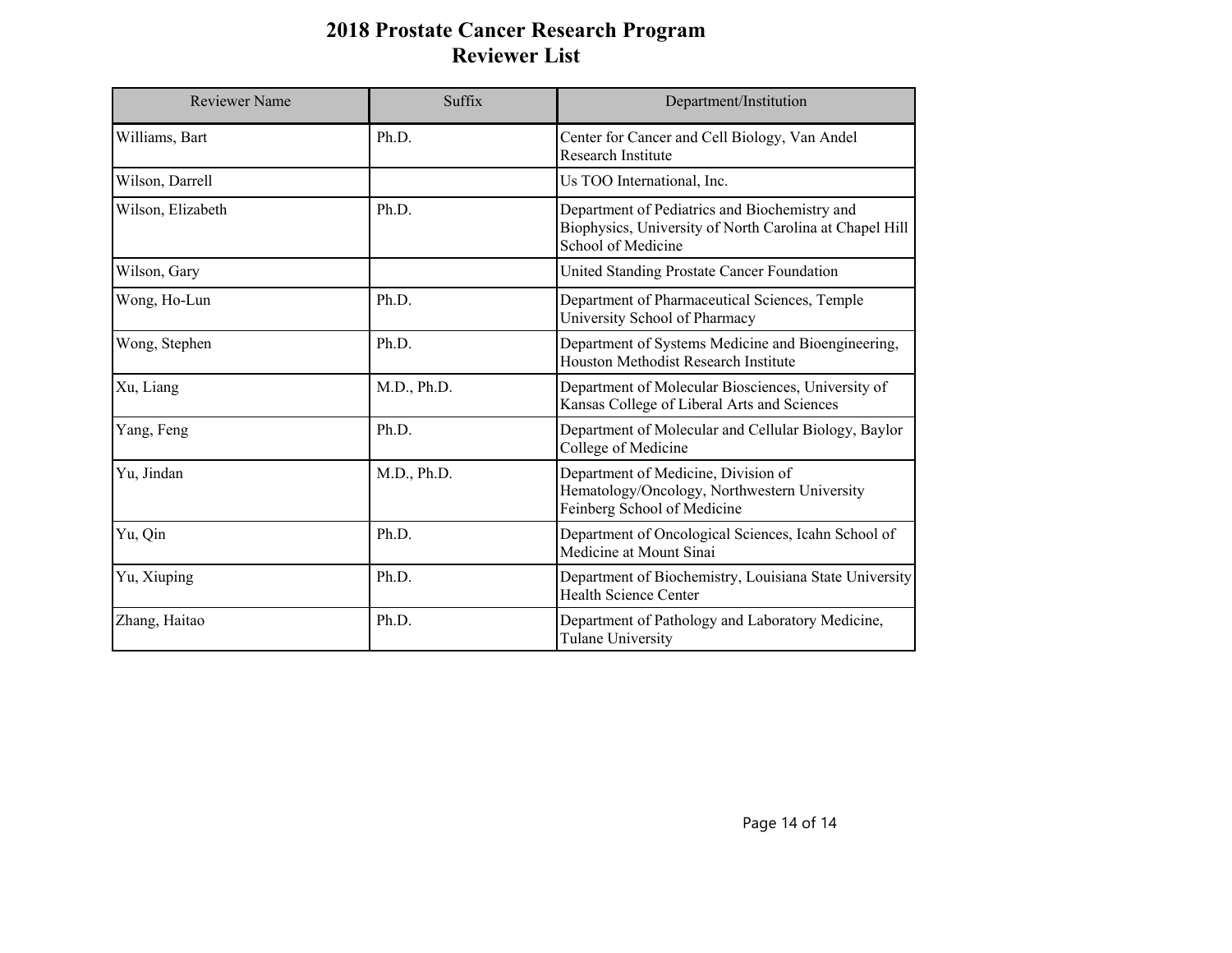# 2018 Prostate Cancer Research Program
## Reviewer List

| Reviewer Name | Suffix | Department/Institution |
|---|---|---|
| Williams, Bart | Ph.D. | Center for Cancer and Cell Biology, Van Andel Research Institute |
| Wilson, Darrell | | Us TOO International, Inc. |
| Wilson, Elizabeth | Ph.D. | Department of Pediatrics and Biochemistry and Biophysics, University of North Carolina at Chapel Hill School of Medicine |
| Wilson, Gary | | United Standing Prostate Cancer Foundation |
| Wong, Ho-Lun | Ph.D. | Department of Pharmaceutical Sciences, Temple University School of Pharmacy |
| Wong, Stephen | Ph.D. | Department of Systems Medicine and Bioengineering, Houston Methodist Research Institute |
| Xu, Liang | M.D., Ph.D. | Department of Molecular Biosciences, University of Kansas College of Liberal Arts and Sciences |
| Yang, Feng | Ph.D. | Department of Molecular and Cellular Biology, Baylor College of Medicine |
| Yu, Jindan | M.D., Ph.D. | Department of Medicine, Division of Hematology/Oncology, Northwestern University Feinberg School of Medicine |
| Yu, Qin | Ph.D. | Department of Oncological Sciences, Icahn School of Medicine at Mount Sinai |
| Yu, Xiuping | Ph.D. | Department of Biochemistry, Louisiana State University Health Science Center |
| Zhang, Haitao | Ph.D. | Department of Pathology and Laboratory Medicine, Tulane University |